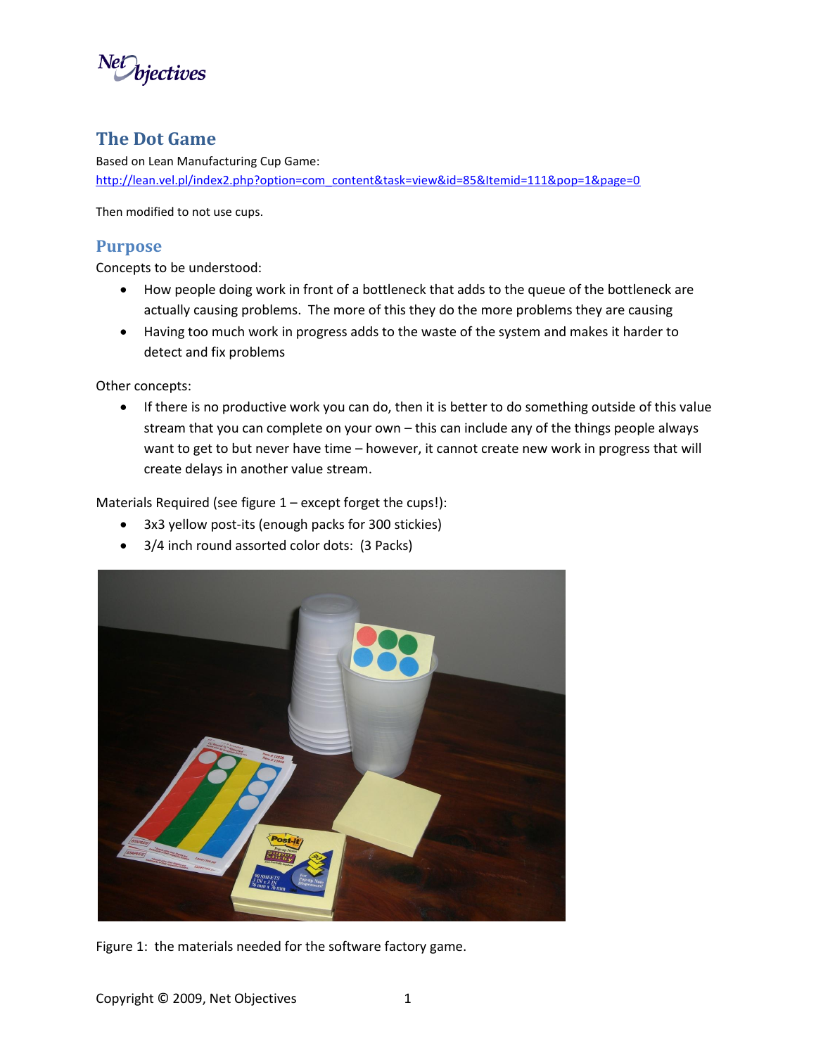# The Dot Game

Based on Lean Manufacturing Cup Game:
http://lean.vel.pl/index2.php?option=com_content&task=view&id=85&Itemid=111&pop=1&page=0

Then modified to not use cups.

## Purpose

Concepts to be understood:

- How people doing work in front of a bottleneck that adds to the queue of the bottleneck are actually causing problems. The more of this they do the more problems they are causing
- Having too much work in progress adds to the waste of the system and makes it harder to detect and fix problems

Other concepts:

- If there is no productive work you can do, then it is better to do something outside of this value stream that you can complete on your own – this can include any of the things people always want to get to but never have time – however, it cannot create new work in progress that will create delays in another value stream.

Materials Required (see figure 1 – except forget the cups!):

- 3x3 yellow post-its (enough packs for 300 stickies)
- 3/4 inch round assorted color dots: (3 Packs)

Figure 1: the materials needed for the software factory game.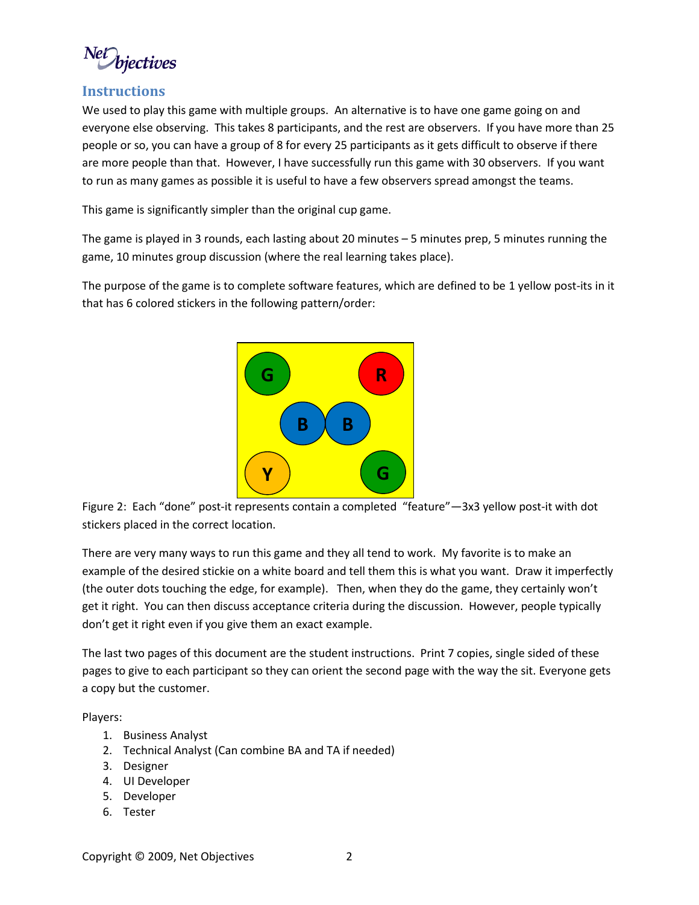## Instructions

We used to play this game with multiple groups. An alternative is to have one game going on and everyone else observing. This takes 8 participants, and the rest are observers. If you have more than 25 people or so, you can have a group of 8 for every 25 participants as it gets difficult to observe if there are more people than that. However, I have successfully run this game with 30 observers. If you want to run as many games as possible it is useful to have a few observers spread amongst the teams.

This game is significantly simpler than the original cup game.

The game is played in 3 rounds, each lasting about 20 minutes – 5 minutes prep, 5 minutes running the game, 10 minutes group discussion (where the real learning takes place).

The purpose of the game is to complete software features, which are defined to be 1 yellow post-its in it that has 6 colored stickers in the following pattern/order:

G R
B B
Y G

Figure 2: Each "done" post-it represents contain a completed "feature"—3x3 yellow post-it with dot stickers placed in the correct location.

There are very many ways to run this game and they all tend to work. My favorite is to make an example of the desired stickie on a white board and tell them this is what you want. Draw it imperfectly (the outer dots touching the edge, for example). Then, when they do the game, they certainly won't get it right. You can then discuss acceptance criteria during the discussion. However, people typically don't get it right even if you give them an exact example.

The last two pages of this document are the student instructions. Print 7 copies, single sided of these pages to give to each participant so they can orient the second page with the way the sit. Everyone gets a copy but the customer.

Players:

1. Business Analyst
2. Technical Analyst (Can combine BA and TA if needed)
3. Designer
4. UI Developer
5. Developer
6. Tester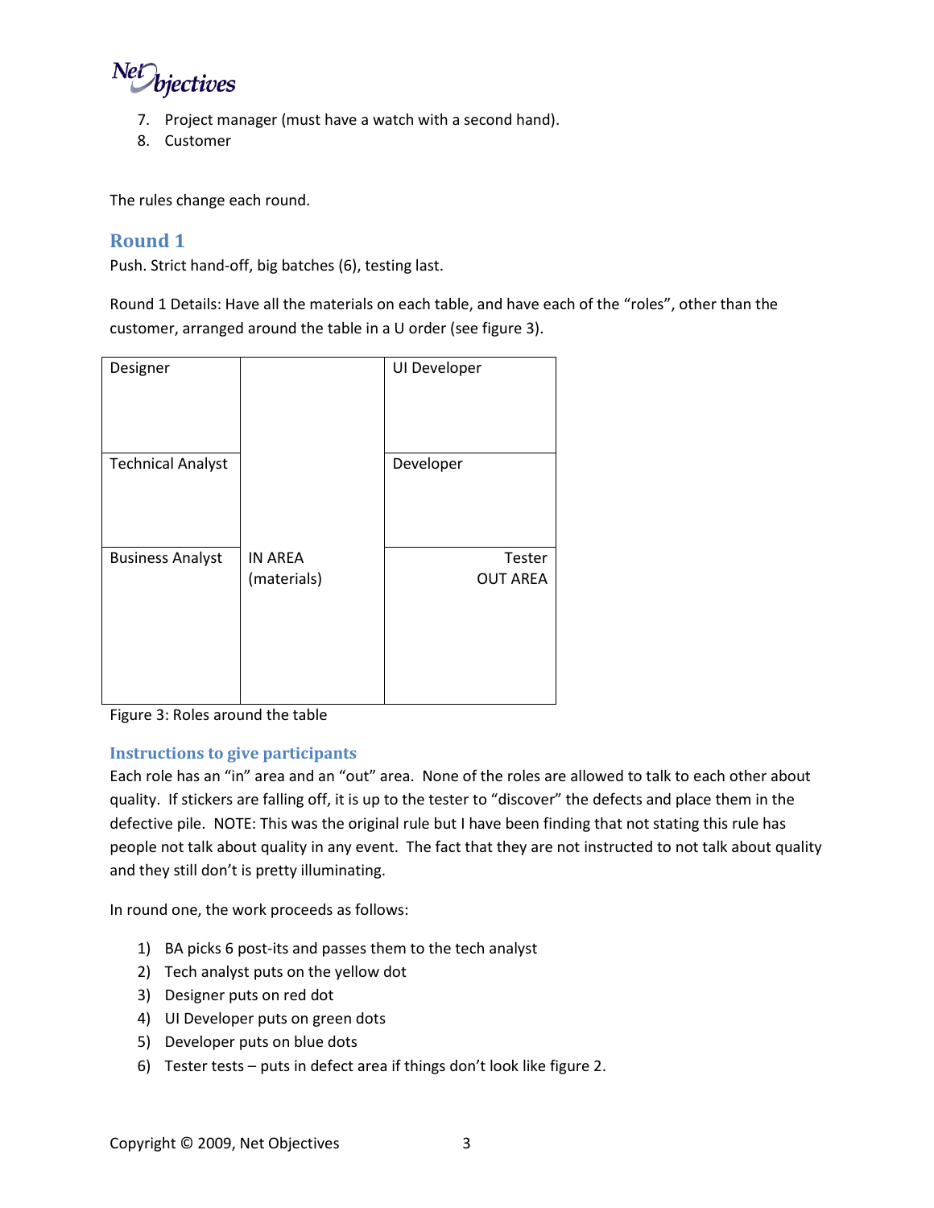7. Project manager (must have a watch with a second hand).
8. Customer

The rules change each round.

## Round 1

Push. Strict hand-off, big batches (6), testing last.

Round 1 Details: Have all the materials on each table, and have each of the "roles", other than the customer, arranged around the table in a U order (see figure 3).

| Designer | | UI Developer |
|---|---|---|
| Technical Analyst | | Developer |
| Business Analyst | IN AREA (materials) | Tester OUT AREA |

Figure 3: Roles around the table

### Instructions to give participants

Each role has an "in" area and an "out" area. None of the roles are allowed to talk to each other about quality. If stickers are falling off, it is up to the tester to "discover" the defects and place them in the defective pile. NOTE: This was the original rule but I have been finding that not stating this rule has people not talk about quality in any event. The fact that they are not instructed to not talk about quality and they still don't is pretty illuminating.

In round one, the work proceeds as follows:

1) BA picks 6 post-its and passes them to the tech analyst
2) Tech analyst puts on the yellow dot
3) Designer puts on red dot
4) UI Developer puts on green dots
5) Developer puts on blue dots
6) Tester tests – puts in defect area if things don't look like figure 2.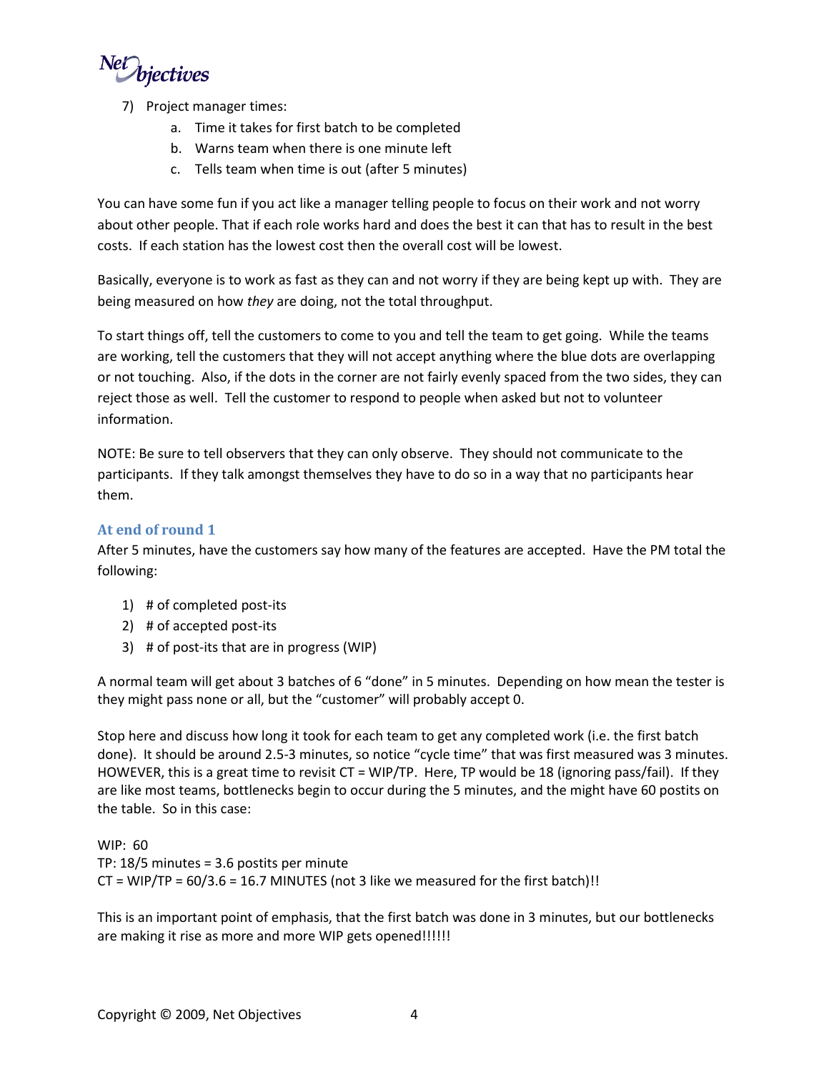7) Project manager times:
    a. Time it takes for first batch to be completed
    b. Warns team when there is one minute left
    c. Tells team when time is out (after 5 minutes)

You can have some fun if you act like a manager telling people to focus on their work and not worry about other people. That if each role works hard and does the best it can that has to result in the best costs. If each station has the lowest cost then the overall cost will be lowest.

Basically, everyone is to work as fast as they can and not worry if they are being kept up with. They are being measured on how *they* are doing, not the total throughput.

To start things off, tell the customers to come to you and tell the team to get going. While the teams are working, tell the customers that they will not accept anything where the blue dots are overlapping or not touching. Also, if the dots in the corner are not fairly evenly spaced from the two sides, they can reject those as well. Tell the customer to respond to people when asked but not to volunteer information.

NOTE: Be sure to tell observers that they can only observe. They should not communicate to the participants. If they talk amongst themselves they have to do so in a way that no participants hear them.

### At end of round 1

After 5 minutes, have the customers say how many of the features are accepted. Have the PM total the following:

1) # of completed post-its
2) # of accepted post-its
3) # of post-its that are in progress (WIP)

A normal team will get about 3 batches of 6 "done" in 5 minutes. Depending on how mean the tester is they might pass none or all, but the "customer" will probably accept 0.

Stop here and discuss how long it took for each team to get any completed work (i.e. the first batch done). It should be around 2.5-3 minutes, so notice "cycle time" that was first measured was 3 minutes. HOWEVER, this is a great time to revisit CT = WIP/TP. Here, TP would be 18 (ignoring pass/fail). If they are like most teams, bottlenecks begin to occur during the 5 minutes, and the might have 60 postits on the table. So in this case:

WIP: 60
TP: 18/5 minutes = 3.6 postits per minute
CT = WIP/TP = 60/3.6 = 16.7 MINUTES (not 3 like we measured for the first batch)!!

This is an important point of emphasis, that the first batch was done in 3 minutes, but our bottlenecks are making it rise as more and more WIP gets opened!!!!!!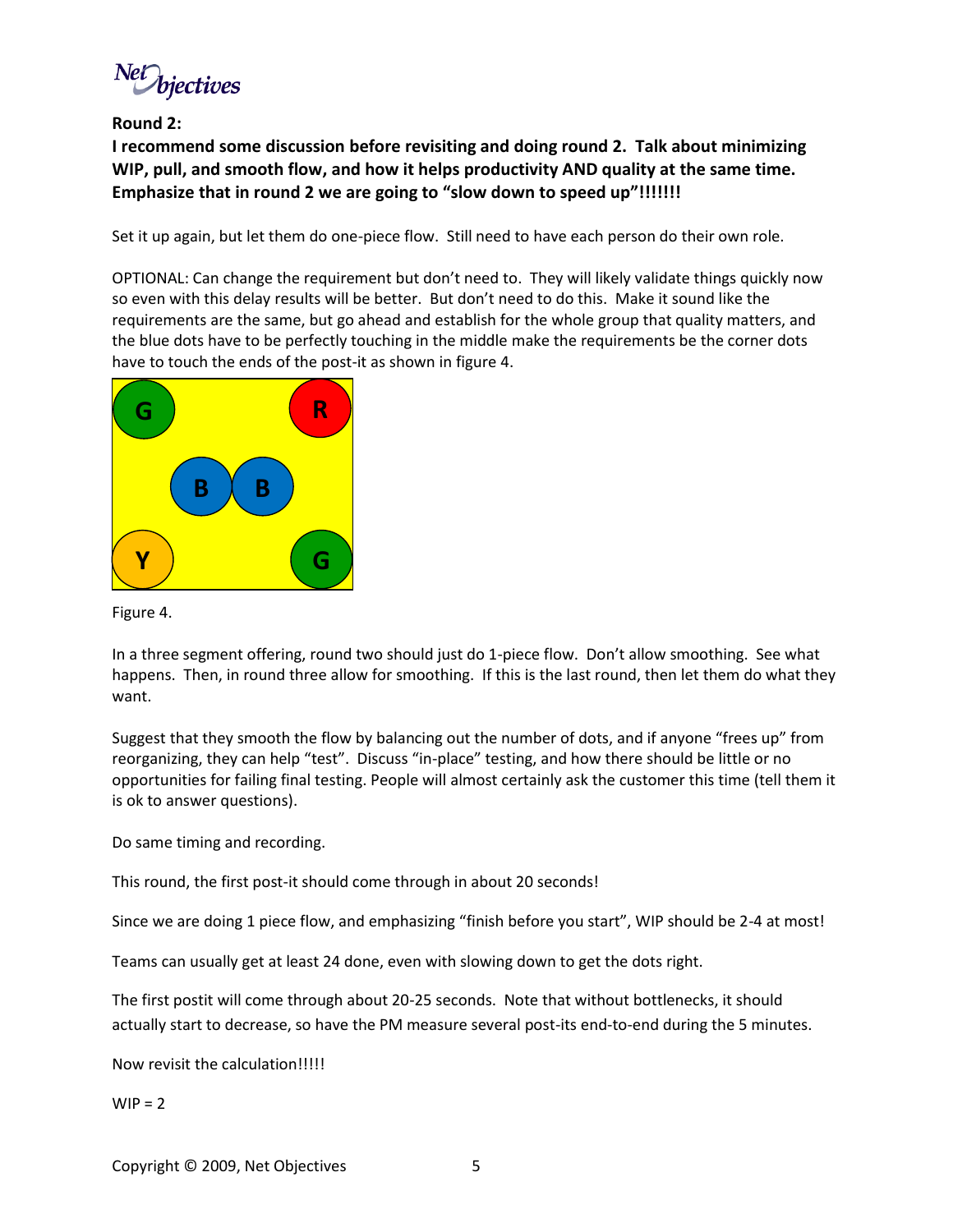**Round 2:**

**I recommend some discussion before revisiting and doing round 2. Talk about minimizing WIP, pull, and smooth flow, and how it helps productivity AND quality at the same time. Emphasize that in round 2 we are going to "slow down to speed up"!!!!!!!**

Set it up again, but let them do one-piece flow. Still need to have each person do their own role.

OPTIONAL: Can change the requirement but don't need to. They will likely validate things quickly now so even with this delay results will be better. But don't need to do this. Make it sound like the requirements are the same, but go ahead and establish for the whole group that quality matters, and the blue dots have to be perfectly touching in the middle make the requirements be the corner dots have to touch the ends of the post-it as shown in figure 4.

Figure 4.

In a three segment offering, round two should just do 1-piece flow. Don't allow smoothing. See what happens. Then, in round three allow for smoothing. If this is the last round, then let them do what they want.

Suggest that they smooth the flow by balancing out the number of dots, and if anyone "frees up" from reorganizing, they can help "test". Discuss "in-place" testing, and how there should be little or no opportunities for failing final testing. People will almost certainly ask the customer this time (tell them it is ok to answer questions).

Do same timing and recording.

This round, the first post-it should come through in about 20 seconds!

Since we are doing 1 piece flow, and emphasizing "finish before you start", WIP should be 2-4 at most!

Teams can usually get at least 24 done, even with slowing down to get the dots right.

The first postit will come through about 20-25 seconds. Note that without bottlenecks, it should actually start to decrease, so have the PM measure several post-its end-to-end during the 5 minutes.

Now revisit the calculation!!!!!

WIP = 2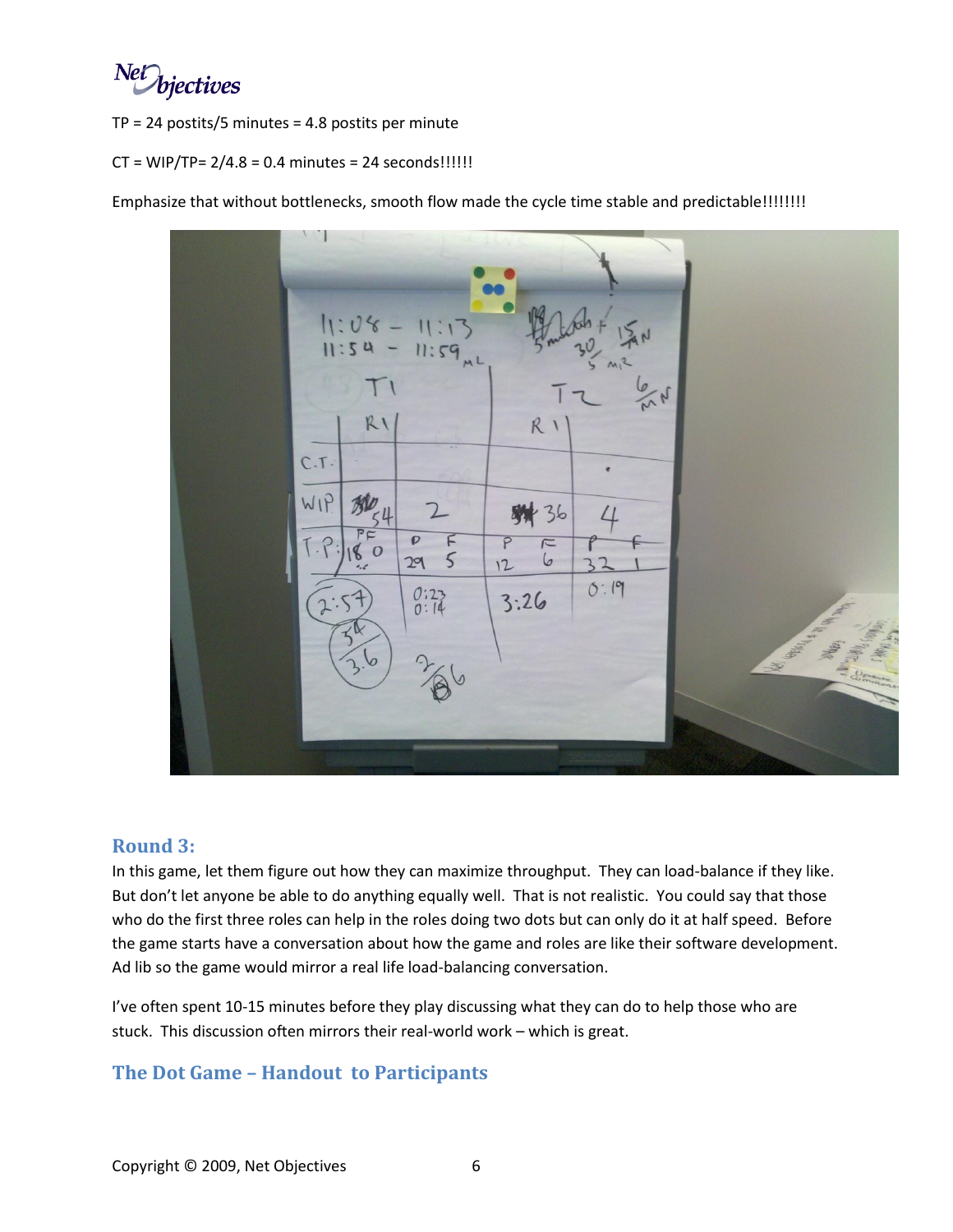TP = 24 postits/5 minutes = 4.8 postits per minute

CT = WIP/TP= 2/4.8 = 0.4 minutes = 24 seconds!!!!!!

Emphasize that without bottlenecks, smooth flow made the cycle time stable and predictable!!!!!!!!

## Round 3:

In this game, let them figure out how they can maximize throughput. They can load-balance if they like. But don't let anyone be able to do anything equally well. That is not realistic. You could say that those who do the first three roles can help in the roles doing two dots but can only do it at half speed. Before the game starts have a conversation about how the game and roles are like their software development. Ad lib so the game would mirror a real life load-balancing conversation.

I've often spent 10-15 minutes before they play discussing what they can do to help those who are stuck. This discussion often mirrors their real-world work – which is great.

## The Dot Game – Handout to Participants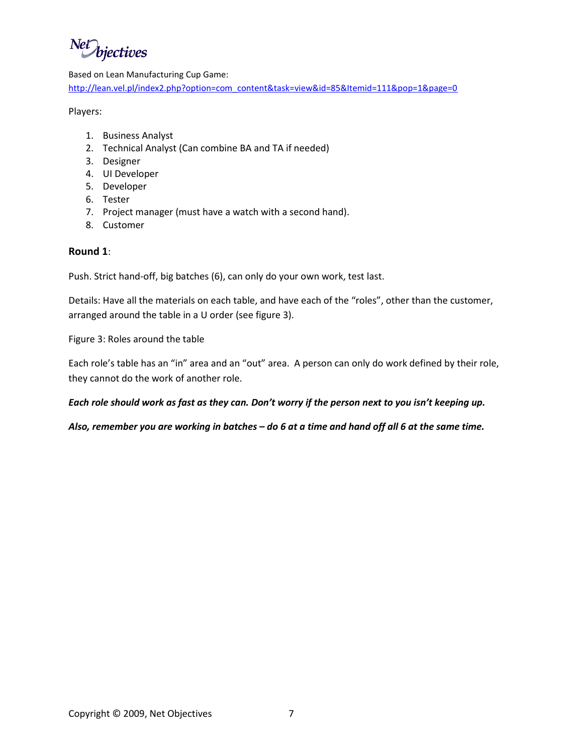Based on Lean Manufacturing Cup Game:
[http://lean.vel.pl/index2.php?option=com_content&task=view&id=85&Itemid=111&pop=1&page=0](http://lean.vel.pl/index2.php?option=com_content&task=view&id=85&Itemid=111&pop=1&page=0)

Players:

1. Business Analyst
2. Technical Analyst (Can combine BA and TA if needed)
3. Designer
4. UI Developer
5. Developer
6. Tester
7. Project manager (must have a watch with a second hand).
8. Customer

### Round 1:

Push. Strict hand-off, big batches (6), can only do your own work, test last.

Details: Have all the materials on each table, and have each of the "roles", other than the customer, arranged around the table in a U order (see figure 3).

Figure 3: Roles around the table

Each role's table has an "in" area and an "out" area. A person can only do work defined by their role, they cannot do the work of another role.

***Each role should work as fast as they can. Don't worry if the person next to you isn't keeping up.***

***Also, remember you are working in batches – do 6 at a time and hand off all 6 at the same time.***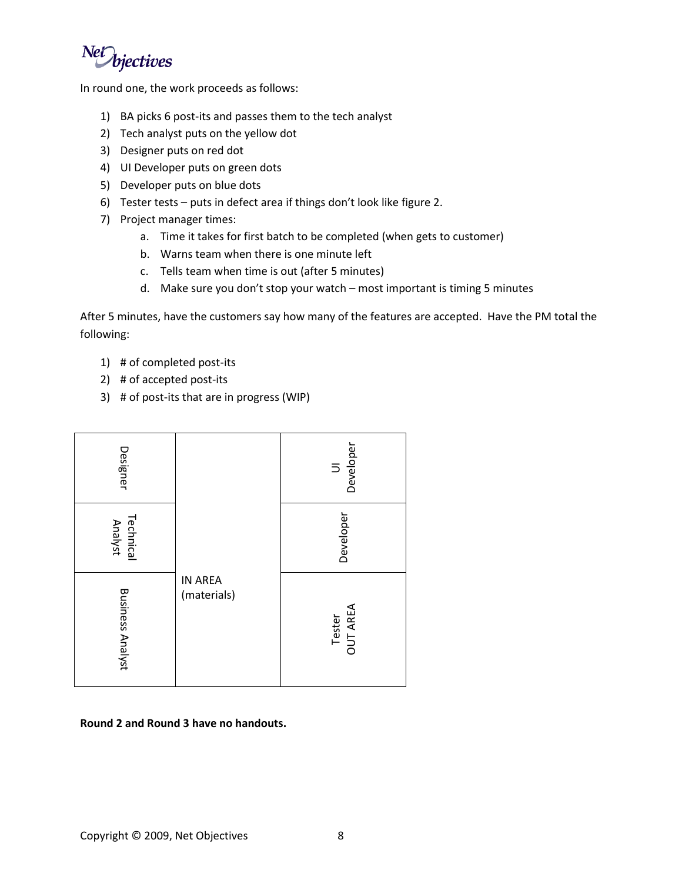In round one, the work proceeds as follows:

1) BA picks 6 post-its and passes them to the tech analyst
2) Tech analyst puts on the yellow dot
3) Designer puts on red dot
4) UI Developer puts on green dots
5) Developer puts on blue dots
6) Tester tests – puts in defect area if things don't look like figure 2.
7) Project manager times:
   a. Time it takes for first batch to be completed (when gets to customer)
   b. Warns team when there is one minute left
   c. Tells team when time is out (after 5 minutes)
   d. Make sure you don't stop your watch – most important is timing 5 minutes

After 5 minutes, have the customers say how many of the features are accepted. Have the PM total the following:

1) # of completed post-its
2) # of accepted post-its
3) # of post-its that are in progress (WIP)

| Designer | IN AREA (materials) | UI Developer |
|---|---|---|
| Technical Analyst | | Developer |
| Business Analyst | | Tester OUT AREA |

**Round 2 and Round 3 have no handouts.**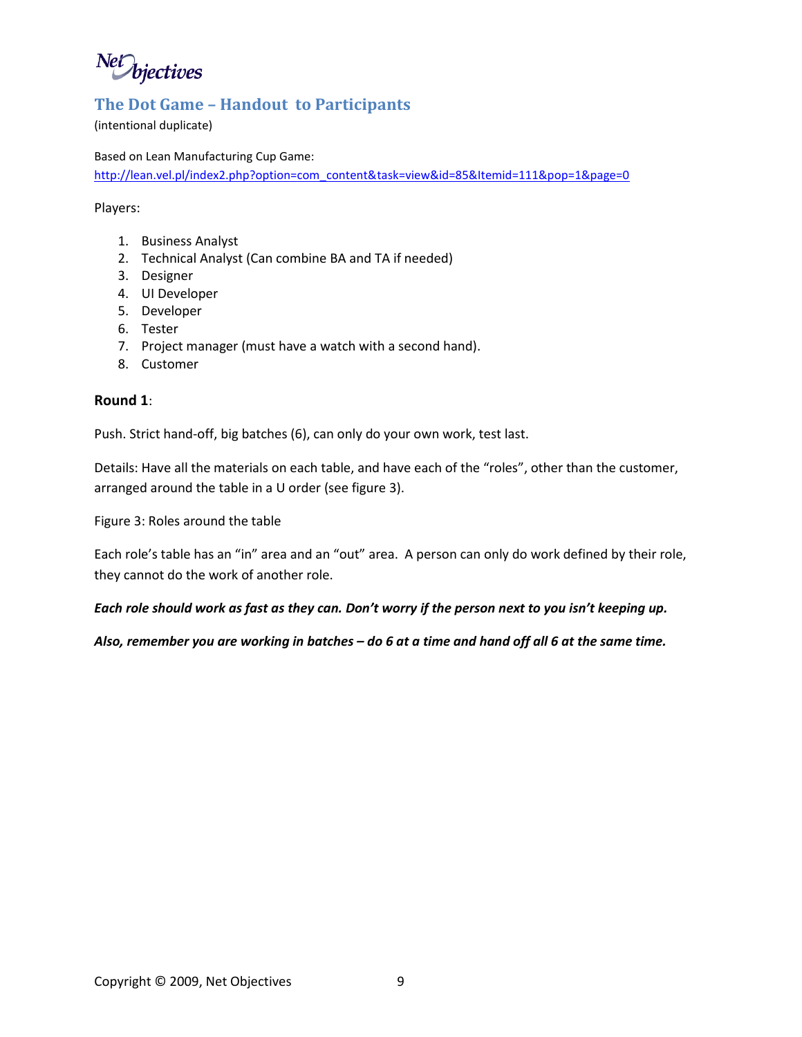## The Dot Game – Handout to Participants

(intentional duplicate)

Based on Lean Manufacturing Cup Game:
http://lean.vel.pl/index2.php?option=com_content&task=view&id=85&Itemid=111&pop=1&page=0

Players:

1. Business Analyst
2. Technical Analyst (Can combine BA and TA if needed)
3. Designer
4. UI Developer
5. Developer
6. Tester
7. Project manager (must have a watch with a second hand).
8. Customer

**Round 1**:

Push. Strict hand-off, big batches (6), can only do your own work, test last.

Details: Have all the materials on each table, and have each of the "roles", other than the customer, arranged around the table in a U order (see figure 3).

Figure 3: Roles around the table

Each role's table has an "in" area and an "out" area. A person can only do work defined by their role, they cannot do the work of another role.

***Each role should work as fast as they can. Don't worry if the person next to you isn't keeping up.***

***Also, remember you are working in batches – do 6 at a time and hand off all 6 at the same time.***

Copyright © 2009, Net Objectives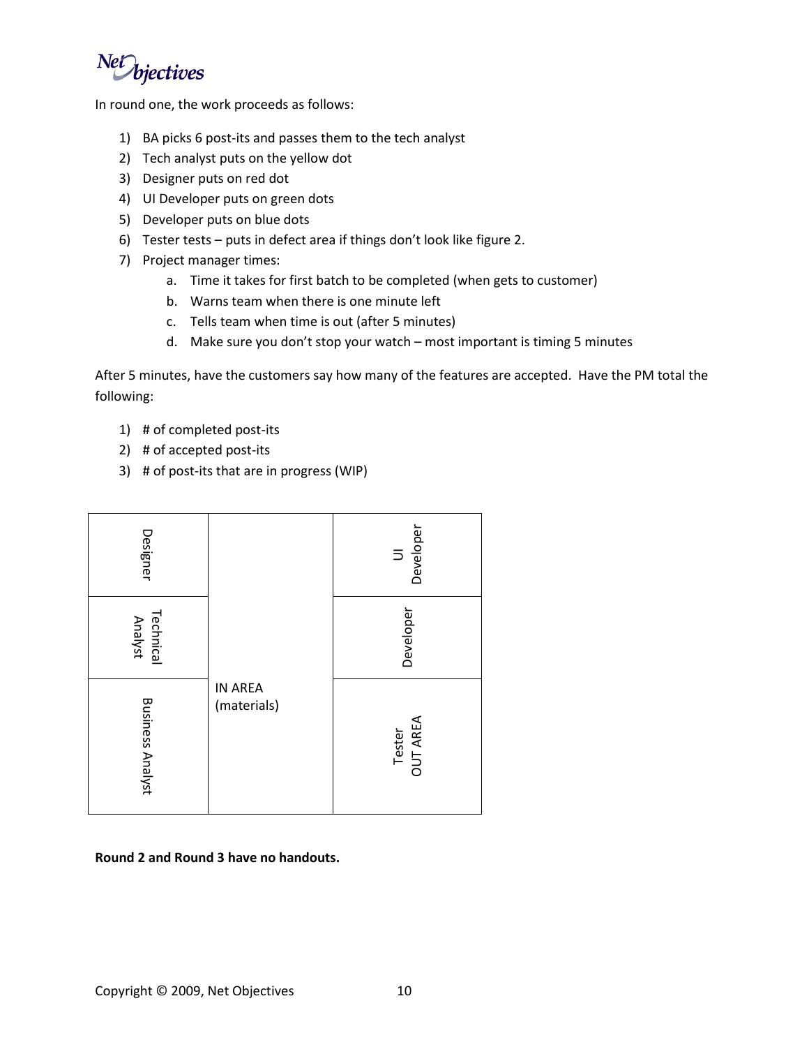In round one, the work proceeds as follows:

1) BA picks 6 post-its and passes them to the tech analyst
2) Tech analyst puts on the yellow dot
3) Designer puts on red dot
4) UI Developer puts on green dots
5) Developer puts on blue dots
6) Tester tests – puts in defect area if things don't look like figure 2.
7) Project manager times:
    a. Time it takes for first batch to be completed (when gets to customer)
    b. Warns team when there is one minute left
    c. Tells team when time is out (after 5 minutes)
    d. Make sure you don't stop your watch – most important is timing 5 minutes

After 5 minutes, have the customers say how many of the features are accepted. Have the PM total the following:

1) # of completed post-its
2) # of accepted post-its
3) # of post-its that are in progress (WIP)

| | | |
|---|---|---|
| Designer | IN AREA (materials) | UI Developer |
| Technical Analyst | | Developer |
| Business Analyst | | Tester OUT AREA |

**Round 2 and Round 3 have no handouts.**